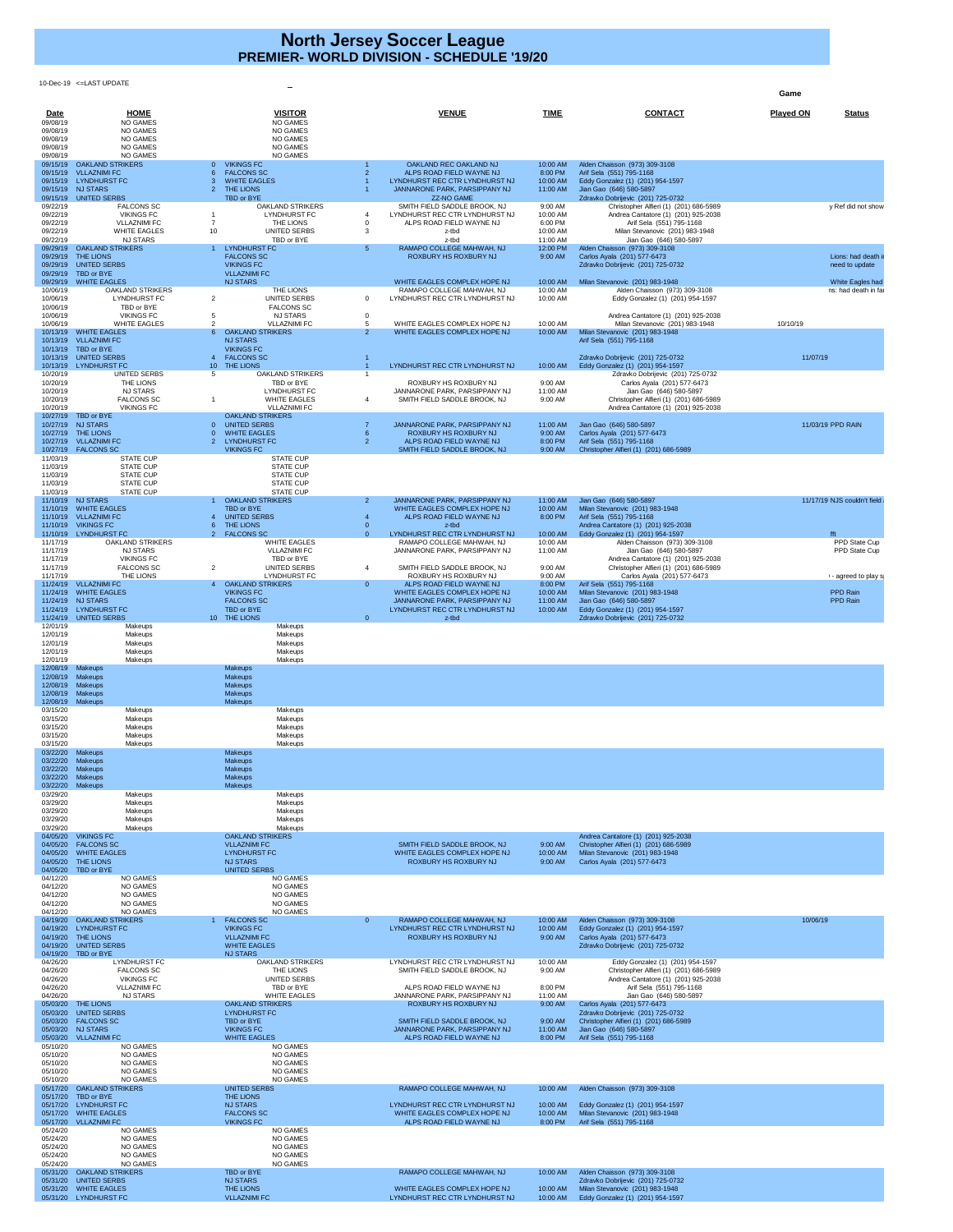# North Jersey Soccer League
## PREMIER- WORLD DIVISION - SCHEDULE '19/20

10-Dec-19 <=LAST UPDATE

| Date | HOME | | VISITOR | | VENUE | TIME | CONTACT | Game Played ON | Status |
|---|---|---|---|---|---|---|---|---|---|
| 09/08/19 | NO GAMES | | NO GAMES | | | | | | |
| 09/08/19 | NO GAMES | | NO GAMES | | | | | | |
| 09/08/19 | NO GAMES | | NO GAMES | | | | | | |
| 09/08/19 | NO GAMES | | NO GAMES | | | | | | |
| 09/08/19 | NO GAMES | | NO GAMES | | | | | | |
| 09/15/19 | OAKLAND STRIKERS | 0 | VIKINGS FC | 1 | OAKLAND REC OAKLAND NJ | 10:00 AM | Alden Chaisson (973) 309-3108 | | |
| 09/15/19 | VLLAZNIMI FC | 6 | FALCONS SC | 2 | ALPS ROAD FIELD WAYNE NJ | 8:00 PM | Arif Sela (551) 795-1168 | | |
| 09/15/19 | LYNDHURST FC | 3 | WHITE EAGLES | 1 | LYNDHURST REC CTR LYNDHURST NJ | 10:00 AM | Eddy Gonzalez (1) (201) 954-1597 | | |
| 09/15/19 | NJ STARS | 2 | THE LIONS | 1 | JANNARONE PARK, PARSIPPANY NJ | 11:00 AM | Jian Gao (646) 580-5897 | | |
| 09/15/19 | UNITED SERBS | | TBD or BYE | | ZZ-NO GAME | | Zdravko Dobrijevic (201) 725-0732 | | |
| 09/22/19 | FALCONS SC | | OAKLAND STRIKERS | | SMITH FIELD SADDLE BROOK, NJ | 9:00 AM | Christopher Alfieri (1) (201) 686-5989 | | y Ref did not show |
| 09/22/19 | VIKINGS FC | 1 | LYNDHURST FC | 4 | LYNDHURST REC CTR LYNDHURST NJ | 10:00 AM | Andrea Cantatore (1) (201) 925-2038 | | |
| 09/22/19 | VLLAZNIMI FC | 7 | THE LIONS | 0 | ALPS ROAD FIELD WAYNE NJ | 6:00 PM | Arif Sela (551) 795-1168 | | |
| 09/22/19 | WHITE EAGLES | 10 | UNITED SERBS | 3 | z-tbd | 10:00 AM | Milan Stevanovic (201) 983-1948 | | |
| 09/22/19 | NJ STARS | | TBD or BYE | | z-tbd | 11:00 AM | Jian Gao (646) 580-5897 | | |
| 09/29/19 | OAKLAND STRIKERS | 1 | LYNDHURST FC | 5 | RAMAPO COLLEGE MAHWAH, NJ | 12:00 PM | Alden Chaisson (973) 309-3108 | | |
| 09/29/19 | THE LIONS | | FALCONS SC | | ROXBURY HS ROXBURY NJ | 9:00 AM | Carlos Ayala (201) 577-6473 | | Lions: had death i |
| 09/29/19 | UNITED SERBS | | VIKINGS FC | | | | Zdravko Dobrijevic (201) 725-0732 | | need to update |
| 09/29/19 | TBD or BYE | | VLLAZNIMI FC | | | | | | |
| 09/29/19 | WHITE EAGLES | | NJ STARS | | WHITE EAGLES COMPLEX HOPE NJ | 10:00 AM | Milan Stevanovic (201) 983-1948 | | White Eagles had |
| 10/06/19 | OAKLAND STRIKERS | | THE LIONS | | RAMAPO COLLEGE MAHWAH, NJ | 10:00 AM | Alden Chaisson (973) 309-3108 | | ns: had death in fa |
| 10/06/19 | LYNDHURST FC | 2 | UNITED SERBS | 0 | LYNDHURST REC CTR LYNDHURST NJ | 10:00 AM | Eddy Gonzalez (1) (201) 954-1597 | | |
| 10/06/19 | TBD or BYE | | FALCONS SC | | | | | | |
| 10/06/19 | VIKINGS FC | 5 | NJ STARS | 0 | | | Andrea Cantatore (1) (201) 925-2038 | | |
| 10/06/19 | WHITE EAGLES | 2 | VLLAZNIMI FC | 5 | WHITE EAGLES COMPLEX HOPE NJ | 10:00 AM | Milan Stevanovic (201) 983-1948 | 10/10/19 | |
| 10/13/19 | WHITE EAGLES | 6 | OAKLAND STRIKERS | 2 | WHITE EAGLES COMPLEX HOPE NJ | 10:00 AM | Milan Stevanovic (201) 983-1948 | | |
| 10/13/19 | VLLAZNIMI FC | | NJ STARS | | | | Arif Sela (551) 795-1168 | | |
| 10/13/19 | TBD or BYE | | VIKINGS FC | | | | | | |
| 10/13/19 | UNITED SERBS | 4 | FALCONS SC | 1 | | | Zdravko Dobrijevic (201) 725-0732 | 11/07/19 | |
| 10/13/19 | LYNDHURST FC | 10 | THE LIONS | 1 | LYNDHURST REC CTR LYNDHURST NJ | 10:00 AM | Eddy Gonzalez (1) (201) 954-1597 | | |
| 10/20/19 | UNITED SERBS | 5 | OAKLAND STRIKERS | 1 | | | Zdravko Dobrijevic (201) 725-0732 | | |
| 10/20/19 | THE LIONS | | TBD or BYE | | ROXBURY HS ROXBURY NJ | 9:00 AM | Carlos Ayala (201) 577-6473 | | |
| 10/20/19 | NJ STARS | | LYNDHURST FC | | JANNARONE PARK, PARSIPPANY NJ | 11:00 AM | Jian Gao (646) 580-5897 | | |
| 10/20/19 | FALCONS SC | 1 | WHITE EAGLES | 4 | SMITH FIELD SADDLE BROOK, NJ | 9:00 AM | Christopher Alfieri (1) (201) 686-5989 | | |
| 10/20/19 | VIKINGS FC | | VLLAZNIMI FC | | | | Andrea Cantatore (1) (201) 925-2038 | | |
| 10/27/19 | TBD or BYE | | OAKLAND STRIKERS | | | | | | |
| 10/27/19 | NJ STARS | 0 | UNITED SERBS | 7 | JANNARONE PARK, PARSIPPANY NJ | 11:00 AM | Jian Gao (646) 580-5897 | 11/03/19 | PPD RAIN |
| 10/27/19 | THE LIONS | 0 | WHITE EAGLES | 6 | ROXBURY HS ROXBURY NJ | 9:00 AM | Carlos Ayala (201) 577-6473 | | |
| 10/27/19 | VLLAZNIMI FC | 2 | LYNDHURST FC | 2 | ALPS ROAD FIELD WAYNE NJ | 8:00 PM | Arif Sela (551) 795-1168 | | |
| 10/27/19 | FALCONS SC | | VIKINGS FC | | SMITH FIELD SADDLE BROOK, NJ | 9:00 AM | Christopher Alfieri (1) (201) 686-5989 | | |
| 11/03/19 | STATE CUP | | STATE CUP | | | | | | |
| 11/03/19 | STATE CUP | | STATE CUP | | | | | | |
| 11/03/19 | STATE CUP | | STATE CUP | | | | | | |
| 11/03/19 | STATE CUP | | STATE CUP | | | | | | |
| 11/03/19 | STATE CUP | | STATE CUP | | | | | | |
| 11/10/19 | NJ STARS | 1 | OAKLAND STRIKERS | 2 | JANNARONE PARK, PARSIPPANY NJ | 11:00 AM | Jian Gao (646) 580-5897 | 11/17/19 | NJS couldn't field |
| 11/10/19 | WHITE EAGLES | | TBD or BYE | | WHITE EAGLES COMPLEX HOPE NJ | 10:00 AM | Milan Stevanovic (201) 983-1948 | | |
| 11/10/19 | VLLAZNIMI FC | 4 | UNITED SERBS | 4 | ALPS ROAD FIELD WAYNE NJ | 8:00 PM | Arif Sela (551) 795-1168 | | |
| 11/10/19 | VIKINGS FC | 6 | THE LIONS | 0 | z-tbd | | Andrea Cantatore (1) (201) 925-2038 | | |
| 11/10/19 | LYNDHURST FC | 2 | FALCONS SC | 0 | LYNDHURST REC CTR LYNDHURST NJ | 10:00 AM | Eddy Gonzalez (1) (201) 954-1597 | | fft |
| 11/17/19 | OAKLAND STRIKERS | | WHITE EAGLES | | RAMAPO COLLEGE MAHWAH, NJ | 10:00 AM | Alden Chaisson (973) 309-3108 | | PPD State Cup |
| 11/17/19 | NJ STARS | | VLLAZNIMI FC | | JANNARONE PARK, PARSIPPANY NJ | 11:00 AM | Jian Gao (646) 580-5897 | | PPD State Cup |
| 11/17/19 | VIKINGS FC | | TBD or BYE | | | | Andrea Cantatore (1) (201) 925-2038 | | |
| 11/17/19 | FALCONS SC | 2 | UNITED SERBS | 4 | SMITH FIELD SADDLE BROOK, NJ | 9:00 AM | Christopher Alfieri (1) (201) 686-5989 | | |
| 11/17/19 | THE LIONS | | LYNDHURST FC | | ROXBURY HS ROXBURY NJ | 9:00 AM | Carlos Ayala (201) 577-6473 | | - agreed to play s |
| 11/24/19 | VLLAZNIMI FC | 4 | OAKLAND STRIKERS | 0 | ALPS ROAD FIELD WAYNE NJ | 8:00 PM | Arif Sela (551) 795-1168 | | |
| 11/24/19 | WHITE EAGLES | | VIKINGS FC | | WHITE EAGLES COMPLEX HOPE NJ | 10:00 AM | Milan Stevanovic (201) 983-1948 | | PPD Rain |
| 11/24/19 | NJ STARS | | FALCONS SC | | JANNARONE PARK, PARSIPPANY NJ | 11:00 AM | Jian Gao (646) 580-5897 | | PPD Rain |
| 11/24/19 | LYNDHURST FC | | TBD or BYE | | LYNDHURST REC CTR LYNDHURST NJ | 10:00 AM | Eddy Gonzalez (1) (201) 954-1597 | | |
| 11/24/19 | UNITED SERBS | 10 | THE LIONS | 0 | z-tbd | | Zdravko Dobrijevic (201) 725-0732 | | |
| 12/01/19 | Makeups | | Makeups | | | | | | |
| 12/01/19 | Makeups | | Makeups | | | | | | |
| 12/01/19 | Makeups | | Makeups | | | | | | |
| 12/01/19 | Makeups | | Makeups | | | | | | |
| 12/01/19 | Makeups | | Makeups | | | | | | |
| 12/08/19 | Makeups | | Makeups | | | | | | |
| 12/08/19 | Makeups | | Makeups | | | | | | |
| 12/08/19 | Makeups | | Makeups | | | | | | |
| 12/08/19 | Makeups | | Makeups | | | | | | |
| 12/08/19 | Makeups | | Makeups | | | | | | |
| 03/15/20 | Makeups | | Makeups | | | | | | |
| 03/15/20 | Makeups | | Makeups | | | | | | |
| 03/15/20 | Makeups | | Makeups | | | | | | |
| 03/15/20 | Makeups | | Makeups | | | | | | |
| 03/15/20 | Makeups | | Makeups | | | | | | |
| 03/22/20 | Makeups | | Makeups | | | | | | |
| 03/22/20 | Makeups | | Makeups | | | | | | |
| 03/22/20 | Makeups | | Makeups | | | | | | |
| 03/22/20 | Makeups | | Makeups | | | | | | |
| 03/22/20 | Makeups | | Makeups | | | | | | |
| 03/29/20 | Makeups | | Makeups | | | | | | |
| 03/29/20 | Makeups | | Makeups | | | | | | |
| 03/29/20 | Makeups | | Makeups | | | | | | |
| 03/29/20 | Makeups | | Makeups | | | | | | |
| 03/29/20 | Makeups | | Makeups | | | | | | |
| 04/05/20 | VIKINGS FC | | OAKLAND STRIKERS | | | | Andrea Cantatore (1) (201) 925-2038 | | |
| 04/05/20 | FALCONS SC | | VLLAZNIMI FC | | SMITH FIELD SADDLE BROOK, NJ | 9:00 AM | Christopher Alfieri (1) (201) 686-5989 | | |
| 04/05/20 | WHITE EAGLES | | LYNDHURST FC | | WHITE EAGLES COMPLEX HOPE NJ | 10:00 AM | Milan Stevanovic (201) 983-1948 | | |
| 04/05/20 | THE LIONS | | NJ STARS | | ROXBURY HS ROXBURY NJ | 9:00 AM | Carlos Ayala (201) 577-6473 | | |
| 04/05/20 | TBD or BYE | | UNITED SERBS | | | | | | |
| 04/12/20 | NO GAMES | | NO GAMES | | | | | | |
| 04/12/20 | NO GAMES | | NO GAMES | | | | | | |
| 04/12/20 | NO GAMES | | NO GAMES | | | | | | |
| 04/12/20 | NO GAMES | | NO GAMES | | | | | | |
| 04/12/20 | NO GAMES | | NO GAMES | | | | | | |
| 04/19/20 | OAKLAND STRIKERS | 1 | FALCONS SC | 0 | RAMAPO COLLEGE MAHWAH, NJ | 10:00 AM | Alden Chaisson (973) 309-3108 | 10/06/19 | |
| 04/19/20 | LYNDHURST FC | | VIKINGS FC | | LYNDHURST REC CTR LYNDHURST NJ | 10:00 AM | Eddy Gonzalez (1) (201) 954-1597 | | |
| 04/19/20 | THE LIONS | | VLLAZNIMI FC | | ROXBURY HS ROXBURY NJ | 9:00 AM | Carlos Ayala (201) 577-6473 | | |
| 04/19/20 | UNITED SERBS | | WHITE EAGLES | | | | Zdravko Dobrijevic (201) 725-0732 | | |
| 04/19/20 | TBD or BYE | | NJ STARS | | | | | | |
| 04/26/20 | LYNDHURST FC | | OAKLAND STRIKERS | | LYNDHURST REC CTR LYNDHURST NJ | 10:00 AM | Eddy Gonzalez (1) (201) 954-1597 | | |
| 04/26/20 | FALCONS SC | | THE LIONS | | SMITH FIELD SADDLE BROOK, NJ | 9:00 AM | Christopher Alfieri (1) (201) 686-5989 | | |
| 04/26/20 | VIKINGS FC | | UNITED SERBS | | | | Andrea Cantatore (1) (201) 925-2038 | | |
| 04/26/20 | VLLAZNIMI FC | | TBD or BYE | | ALPS ROAD FIELD WAYNE NJ | 8:00 PM | Arif Sela (551) 795-1168 | | |
| 04/26/20 | NJ STARS | | WHITE EAGLES | | JANNARONE PARK, PARSIPPANY NJ | 11:00 AM | Jian Gao (646) 580-5897 | | |
| 05/03/20 | THE LIONS | | OAKLAND STRIKERS | | ROXBURY HS ROXBURY NJ | 9:00 AM | Carlos Ayala (201) 577-6473 | | |
| 05/03/20 | UNITED SERBS | | LYNDHURST FC | | | | Zdravko Dobrijevic (201) 725-0732 | | |
| 05/03/20 | FALCONS SC | | TBD or BYE | | SMITH FIELD SADDLE BROOK, NJ | 9:00 AM | Christopher Alfieri (1) (201) 686-5989 | | |
| 05/03/20 | NJ STARS | | VIKINGS FC | | JANNARONE PARK, PARSIPPANY NJ | 11:00 AM | Jian Gao (646) 580-5897 | | |
| 05/03/20 | VLLAZNIMI FC | | WHITE EAGLES | | ALPS ROAD FIELD WAYNE NJ | 8:00 PM | Arif Sela (551) 795-1168 | | |
| 05/10/20 | NO GAMES | | NO GAMES | | | | | | |
| 05/10/20 | NO GAMES | | NO GAMES | | | | | | |
| 05/10/20 | NO GAMES | | NO GAMES | | | | | | |
| 05/10/20 | NO GAMES | | NO GAMES | | | | | | |
| 05/10/20 | NO GAMES | | NO GAMES | | | | | | |
| 05/17/20 | OAKLAND STRIKERS | | UNITED SERBS | | RAMAPO COLLEGE MAHWAH, NJ | 10:00 AM | Alden Chaisson (973) 309-3108 | | |
| 05/17/20 | TBD or BYE | | THE LIONS | | | | | | |
| 05/17/20 | LYNDHURST FC | | NJ STARS | | LYNDHURST REC CTR LYNDHURST NJ | 10:00 AM | Eddy Gonzalez (1) (201) 954-1597 | | |
| 05/17/20 | WHITE EAGLES | | FALCONS SC | | WHITE EAGLES COMPLEX HOPE NJ | 10:00 AM | Milan Stevanovic (201) 983-1948 | | |
| 05/17/20 | VLLAZNIMI FC | | VIKINGS FC | | ALPS ROAD FIELD WAYNE NJ | 8:00 PM | Arif Sela (551) 795-1168 | | |
| 05/24/20 | NO GAMES | | NO GAMES | | | | | | |
| 05/24/20 | NO GAMES | | NO GAMES | | | | | | |
| 05/24/20 | NO GAMES | | NO GAMES | | | | | | |
| 05/24/20 | NO GAMES | | NO GAMES | | | | | | |
| 05/24/20 | NO GAMES | | NO GAMES | | | | | | |
| 05/31/20 | OAKLAND STRIKERS | | TBD or BYE | | RAMAPO COLLEGE MAHWAH, NJ | 10:00 AM | Alden Chaisson (973) 309-3108 | | |
| 05/31/20 | UNITED SERBS | | NJ STARS | | | | Zdravko Dobrijevic (201) 725-0732 | | |
| 05/31/20 | WHITE EAGLES | | THE LIONS | | WHITE EAGLES COMPLEX HOPE NJ | 10:00 AM | Milan Stevanovic (201) 983-1948 | | |
| 05/31/20 | LYNDHURST FC | | VLLAZNIMI FC | | LYNDHURST REC CTR LYNDHURST NJ | 10:00 AM | Eddy Gonzalez (1) (201) 954-1597 | | |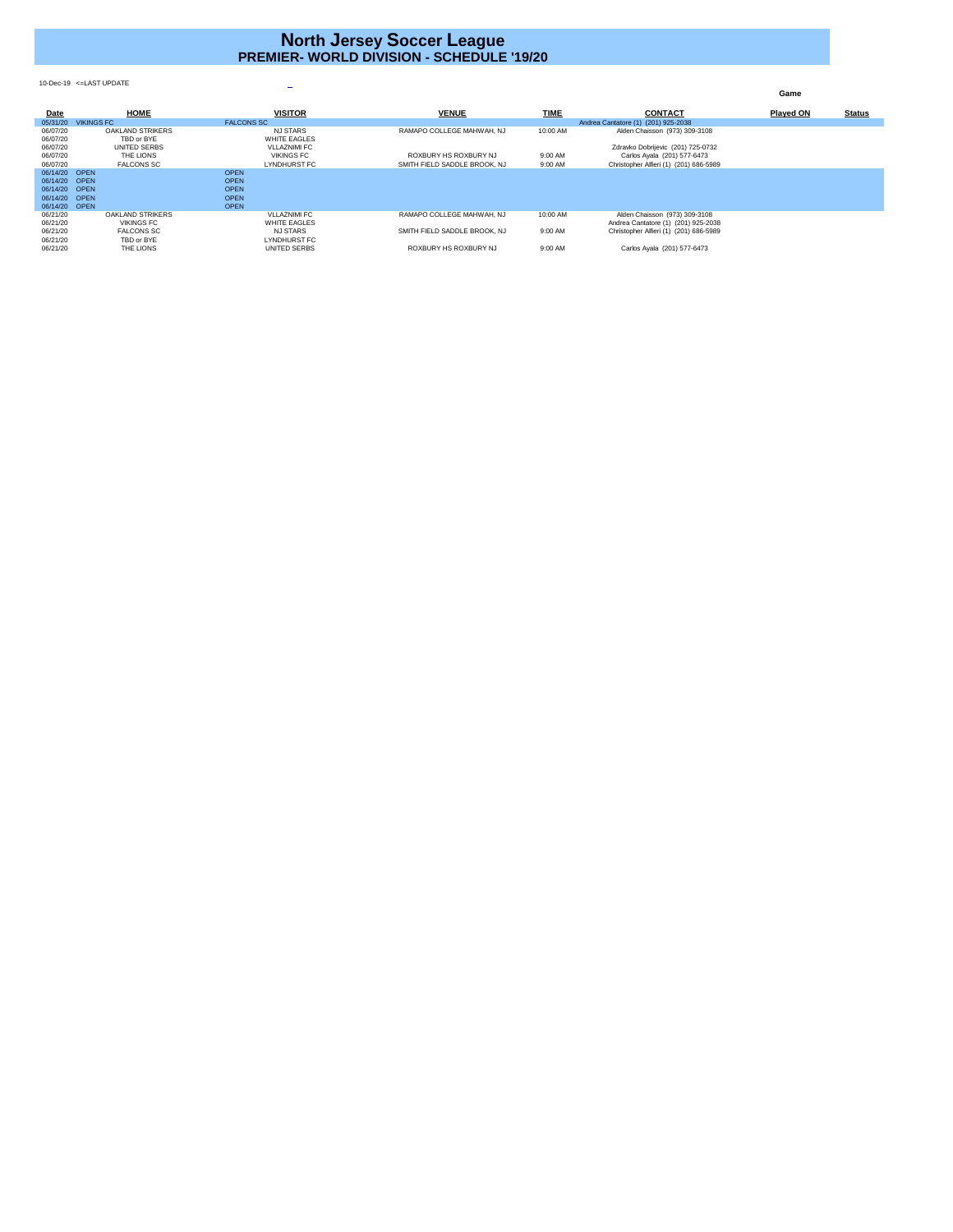# North Jersey Soccer League

## PREMIER- WORLD DIVISION - SCHEDULE '19/20

10-Dec-19 <=LAST UPDATE

| Date | HOME | VISITOR | VENUE | TIME | CONTACT | Game Played ON | Status |
|---|---|---|---|---|---|---|---|
| 05/31/20 | VIKINGS FC | FALCONS SC | | | Andrea Cantatore (1) (201) 925-2038 | | |
| 06/07/20 | OAKLAND STRIKERS | NJ STARS | RAMAPO COLLEGE MAHWAH, NJ | 10:00 AM | Alden Chaisson (973) 309-3108 | | |
| 06/07/20 | TBD or BYE | WHITE EAGLES | | | | | |
| 06/07/20 | UNITED SERBS | VLLAZNIMI FC | | | Zdravko Dobrijevic (201) 725-0732 | | |
| 06/07/20 | THE LIONS | VIKINGS FC | ROXBURY HS ROXBURY NJ | 9:00 AM | Carlos Ayala (201) 577-6473 | | |
| 06/07/20 | FALCONS SC | LYNDHURST FC | SMITH FIELD SADDLE BROOK, NJ | 9:00 AM | Christopher Alfieri (1) (201) 686-5989 | | |
| 06/14/20 | OPEN | OPEN | | | | | |
| 06/14/20 | OPEN | OPEN | | | | | |
| 06/14/20 | OPEN | OPEN | | | | | |
| 06/14/20 | OPEN | OPEN | | | | | |
| 06/14/20 | OPEN | OPEN | | | | | |
| 06/21/20 | OAKLAND STRIKERS | VLLAZNIMI FC | RAMAPO COLLEGE MAHWAH, NJ | 10:00 AM | Alden Chaisson (973) 309-3108 | | |
| 06/21/20 | VIKINGS FC | WHITE EAGLES | | | Andrea Cantatore (1) (201) 925-2038 | | |
| 06/21/20 | FALCONS SC | NJ STARS | SMITH FIELD SADDLE BROOK, NJ | 9:00 AM | Christopher Alfieri (1) (201) 686-5989 | | |
| 06/21/20 | TBD or BYE | LYNDHURST FC | | | | | |
| 06/21/20 | THE LIONS | UNITED SERBS | ROXBURY HS ROXBURY NJ | 9:00 AM | Carlos Ayala (201) 577-6473 | | |